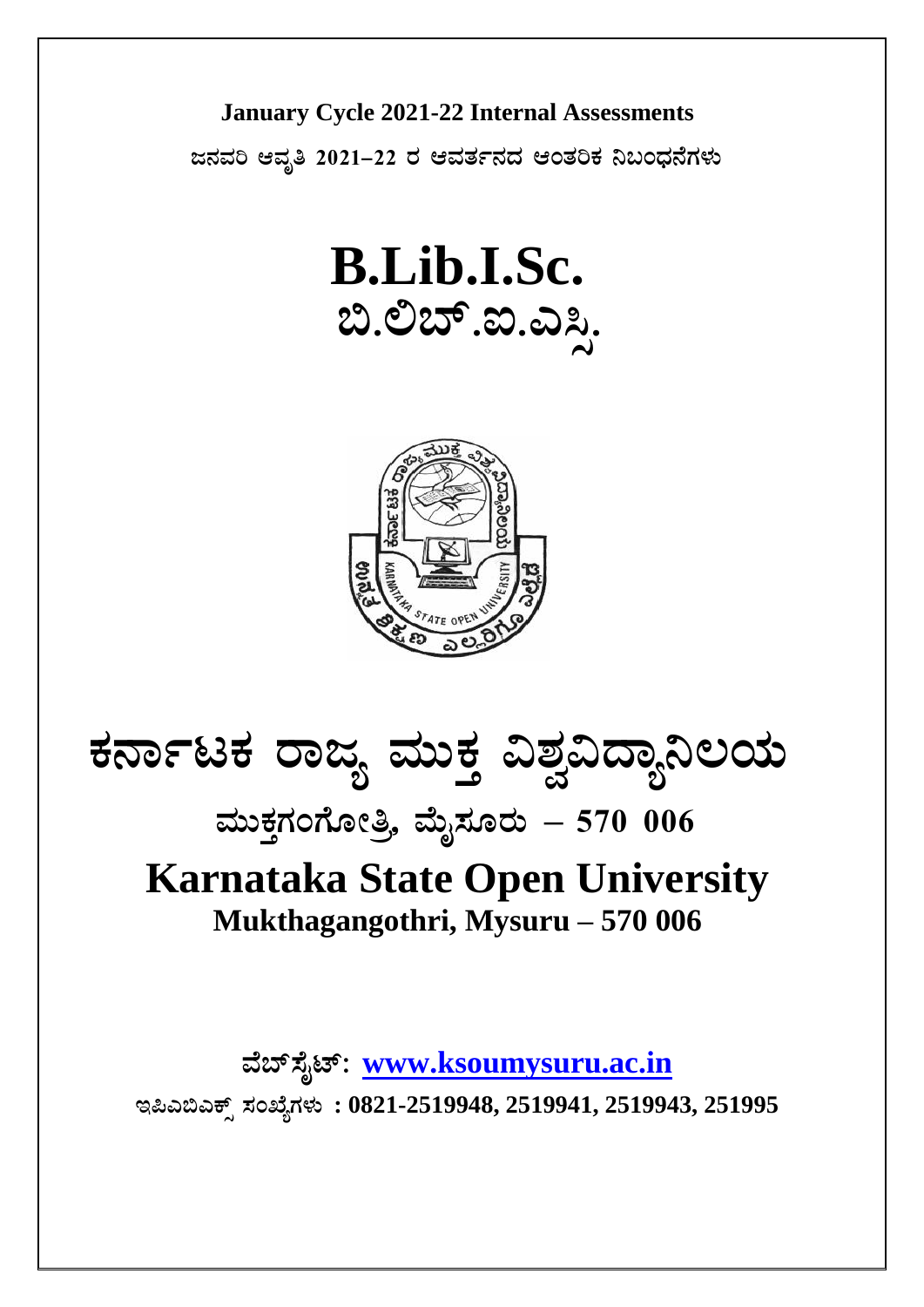**January Cycle 2021-22 Internal Assessments**

**ಜನವರಿ ಆವೃತಿ 2021–22 ರ ಆವರ್ತನದ ಆಂತರಿಕ ನಿಬಂಧನೆಗಳು**

# B.Lib.I.Sc.

# ಬಿ.ಲಿಬ್.ಐ.ಎಸ್ಸಿ.

# ಕರ್ನಾಟಕ ರಾಜ್ಯ ಮುಕ್ತ ವಿಶ್ವವಿದ್ಯಾನಿಲಯ

## ಮುಕ್ತಗಂಗೋತ್ರಿ, ಮೈಸೂರು – 570 006

# Karnataka State Open University

## Mukthagangothri, Mysuru – 570 006

**ವೆಬ್‌ಸೈಟ್: [www.ksoumysuru.ac.in](http://www.ksoumysuru.ac.in)**

**ಇಪಿಎಬಿಎಕ್ಸ್ ಸಂಖ್ಯೆಗಳು : 0821-2519948, 2519941, 2519943, 251995**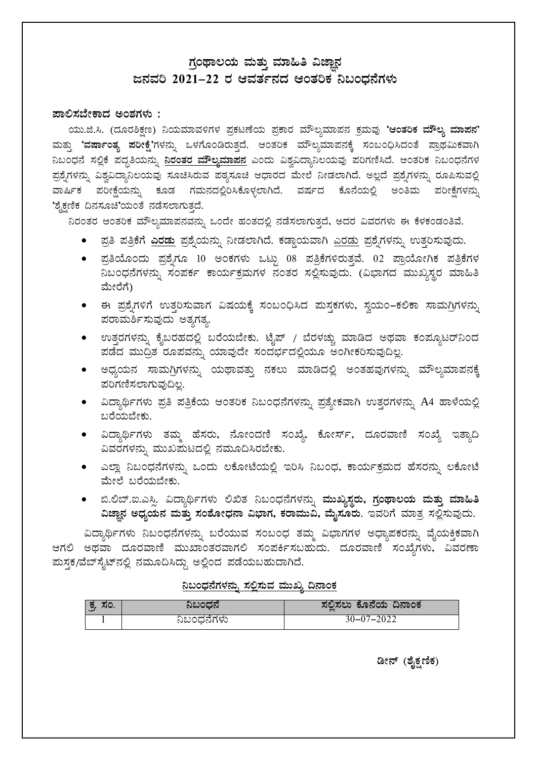# ಗ್ರಂಥಾಲಯ ಮತ್ತು ಮಾಹಿತಿ ವಿಜ್ಞಾನ
## ಜನವರಿ 2021–22 ರ ಆವರ್ತನದ ಆಂತರಿಕ ನಿಬಂಧನೆಗಳು

**ಪಾಲಿಸಬೇಕಾದ ಅಂಶಗಳು :**

ಯು.ಜಿ.ಸಿ. (ದೂರಶಿಕ್ಷಣ) ನಿಯಮಾವಳಿಗಳ ಪ್ರಕಟಣೆಯ ಪ್ರಕಾರ ಮೌಲ್ಯಮಾಪನ ಕ್ರಮವು **'ಆಂತರಿಕ ಮೌಲ್ಯ ಮಾಪನ'** ಮತ್ತು **'ವರ್ಷಾಂತ್ಯ ಪರೀಕ್ಷೆ'**ಗಳನ್ನು ಒಳಗೊಂಡಿರುತ್ತದೆ. ಆಂತರಿಕ ಮೌಲ್ಯಮಾಪನಕ್ಕೆ ಸಂಬಂಧಿಸಿದಂತೆ ಪ್ರಾಥಮಿಕವಾಗಿ ನಿಬಂಧನೆ ಸಲ್ಲಿಕೆ ಪದ್ಧತಿಯನ್ನು **ನಿರಂತರ ಮೌಲ್ಯಮಾಪನ** ಎಂದು ವಿಶ್ವವಿದ್ಯಾನಿಲಯವು ಪರಿಗಣಿಸಿದೆ. ಆಂತರಿಕ ನಿಬಂಧನೆಗಳ ಪ್ರಶ್ನೆಗಳನ್ನು ವಿಶ್ವವಿದ್ಯಾನಿಲಯವು ಸೂಚಿಸಿರುವ ಪಠ್ಯಸೂಚಿ ಆಧಾರದ ಮೇಲೆ ನೀಡಲಾಗಿದೆ. ಅಲ್ಲದೆ ಪ್ರಶ್ನೆಗಳನ್ನು ರೂಪಿಸುವಲ್ಲಿ ವಾರ್ಷಿಕ ಪರೀಕ್ಷೆಯನ್ನು ಕೂಡ ಗಮನದಲ್ಲಿರಿಸಿಕೊಳ್ಳಲಾಗಿದೆ. ವರ್ಷದ ಕೊನೆಯಲ್ಲಿ ಅಂತಿಮ ಪರೀಕ್ಷೆಗಳನ್ನು **'ಶೈಕ್ಷಣಿಕ ದಿನಸೂಚಿ'**ಯಂತೆ ನಡೆಸಲಾಗುತ್ತದೆ.

ನಿರಂತರ ಆಂತರಿಕ ಮೌಲ್ಯಮಾಪನವನ್ನು ಒಂದೇ ಹಂತದಲ್ಲಿ ನಡೆಸಲಾಗುತ್ತದೆ, ಅದರ ವಿವರಗಳು ಈ ಕೆಳಕಂಡಂತಿವೆ.

- ಪ್ರತಿ ಪತ್ರಿಕೆಗೆ **ಎರಡು** ಪ್ರಶ್ನೆಯನ್ನು ನೀಡಲಾಗಿದೆ. ಕಡ್ಡಾಯವಾಗಿ ಎರಡು ಪ್ರಶ್ನೆಗಳನ್ನು ಉತ್ತರಿಸುವುದು.
- ಪ್ರತಿಯೊಂದು ಪ್ರಶ್ನೆಗೂ 10 ಅಂಕಗಳು ಒಟ್ಟು 08 ಪತ್ರಿಕೆಗಳಿರುತ್ತವೆ. 02 ಪ್ರಾಯೋಗಿಕ ಪತ್ರಿಕೆಗಳ ನಿಬಂಧನೆಗಳನ್ನು ಸಂಪರ್ಕ ಕಾರ್ಯಕ್ರಮಗಳ ನಂತರ ಸಲ್ಲಿಸುವುದು. (ವಿಭಾಗದ ಮುಖ್ಯಸ್ಥರ ಮಾಹಿತಿ ಮೇರೆಗೆ)
- ಈ ಪ್ರಶ್ನೆಗಳಿಗೆ ಉತ್ತರಿಸುವಾಗ ವಿಷಯಕ್ಕೆ ಸಂಬಂಧಿಸಿದ ಪುಸ್ತಕಗಳು, ಸ್ವಯಂ–ಕಲಿಕಾ ಸಾಮಗ್ರಿಗಳನ್ನು ಪರಾಮರ್ಶಿಸುವುದು ಅತ್ಯಗತ್ಯ.
- ಉತ್ತರಗಳನ್ನು ಕೈಬರಹದಲ್ಲಿ ಬರೆಯಬೇಕು. ಟೈಪ್ / ಬೆರಳಚ್ಚು ಮಾಡಿದ ಅಥವಾ ಕಂಪ್ಯೂಟರ್‌ನಿಂದ ಪಡೆದ ಮುದ್ರಿತ ರೂಪವನ್ನು ಯಾವುದೇ ಸಂದರ್ಭದಲ್ಲಿಯೂ ಅಂಗೀಕರಿಸುವುದಿಲ್ಲ.
- ಅಧ್ಯಯನ ಸಾಮಗ್ರಿಗಳನ್ನು ಯಥಾವತ್ತು ನಕಲು ಮಾಡಿದಲ್ಲಿ ಅಂತಹವುಗಳನ್ನು ಮೌಲ್ಯಮಾಪನಕ್ಕೆ ಪರಿಗಣಿಸಲಾಗುವುದಿಲ್ಲ.
- ವಿದ್ಯಾರ್ಥಿಗಳು ಪ್ರತಿ ಪತ್ರಿಕೆಯ ಆಂತರಿಕ ನಿಬಂಧನೆಗಳನ್ನು ಪ್ರತ್ಯೇಕವಾಗಿ ಉತ್ತರಗಳನ್ನು A4 ಹಾಳೆಯಲ್ಲಿ ಬರೆಯಬೇಕು.
- ವಿದ್ಯಾರ್ಥಿಗಳು ತಮ್ಮ ಹೆಸರು, ನೋಂದಣಿ ಸಂಖ್ಯೆ, ಕೋರ್ಸ್, ದೂರವಾಣಿ ಸಂಖ್ಯೆ ಇತ್ಯಾದಿ ವಿವರಗಳನ್ನು ಮುಖಪುಟದಲ್ಲಿ ನಮೂದಿಸಿರಬೇಕು.
- ಎಲ್ಲಾ ನಿಬಂಧನೆಗಳನ್ನು ಒಂದು ಲಕೋಟೆಯಲ್ಲಿ ಇರಿಸಿ ನಿಬಂಧ, ಕಾರ್ಯಕ್ರಮದ ಹೆಸರನ್ನು ಲಕೋಟೆ ಮೇಲೆ ಬರೆಯಬೇಕು.
- ಬಿ.ಲಿಬ್.ಐ.ಎಸ್ಸಿ. ವಿದ್ಯಾರ್ಥಿಗಳು ಲಿಖಿತ ನಿಬಂಧನೆಗಳನ್ನು **ಮುಖ್ಯಸ್ಥರು, ಗ್ರಂಥಾಲಯ ಮತ್ತು ಮಾಹಿತಿ ವಿಜ್ಞಾನ ಅಧ್ಯಯನ ಮತ್ತು ಸಂಶೋಧನಾ ವಿಭಾಗ, ಕರಾಮುವಿ, ಮೈಸೂರು**. ಇವರಿಗೆ ಮಾತ್ರ ಸಲ್ಲಿಸುವುದು.

ವಿದ್ಯಾರ್ಥಿಗಳು ನಿಬಂಧನೆಗಳನ್ನು ಬರೆಯುವ ಸಂಬಂಧ ತಮ್ಮ ವಿಭಾಗಗಳ ಅಧ್ಯಾಪಕರನ್ನು ವೈಯಕ್ತಿಕವಾಗಿ ಆಗಲಿ ಅಥವಾ ದೂರವಾಣಿ ಮುಖಾಂತರವಾಗಲಿ ಸಂಪರ್ಕಿಸಬಹುದು. ದೂರವಾಣಿ ಸಂಖ್ಯೆಗಳು, ವಿವರಣಾ ಪುಸ್ತಕ/ವೆಬ್‌ಸೈಟ್‌ನಲ್ಲಿ ನಮೂದಿಸಿದ್ದು ಅಲ್ಲಿಂದ ಪಡೆಯಬಹುದಾಗಿದೆ.

**ನಿಬಂಧನೆಗಳನ್ನು ಸಲ್ಲಿಸುವ ಮುಖ್ಯ ದಿನಾಂಕ**

| ಕ್ರ. ಸಂ. | ನಿಬಂಧನೆ | ಸಲ್ಲಿಸಲು ಕೊನೆಯ ದಿನಾಂಕ |
|---|---|---|
| 1 | ನಿಬಂಧನೆಗಳು | 30–07–2022 |

**ಡೀನ್ (ಶೈಕ್ಷಣಿಕ)**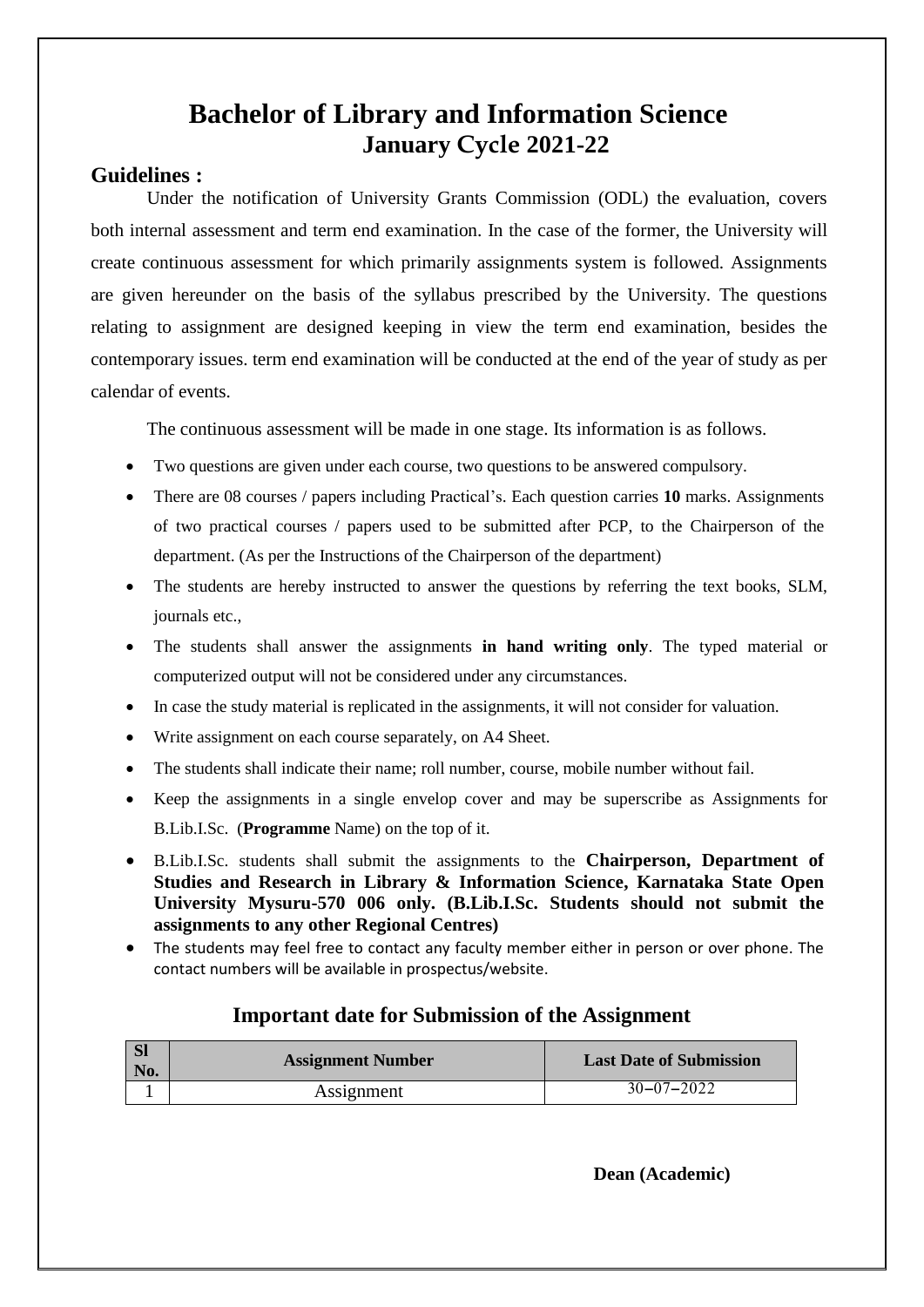# Bachelor of Library and Information Science
## January Cycle 2021-22

### Guidelines :

Under the notification of University Grants Commission (ODL) the evaluation, covers both internal assessment and term end examination. In the case of the former, the University will create continuous assessment for which primarily assignments system is followed. Assignments are given hereunder on the basis of the syllabus prescribed by the University. The questions relating to assignment are designed keeping in view the term end examination, besides the contemporary issues. term end examination will be conducted at the end of the year of study as per calendar of events.

The continuous assessment will be made in one stage. Its information is as follows.

- Two questions are given under each course, two questions to be answered compulsory.
- There are 08 courses / papers including Practical's. Each question carries **10** marks. Assignments of two practical courses / papers used to be submitted after PCP, to the Chairperson of the department. (As per the Instructions of the Chairperson of the department)
- The students are hereby instructed to answer the questions by referring the text books, SLM, journals etc.,
- The students shall answer the assignments **in hand writing only**. The typed material or computerized output will not be considered under any circumstances.
- In case the study material is replicated in the assignments, it will not consider for valuation.
- Write assignment on each course separately, on A4 Sheet.
- The students shall indicate their name; roll number, course, mobile number without fail.
- Keep the assignments in a single envelop cover and may be superscribe as Assignments for B.Lib.I.Sc. (**Programme** Name) on the top of it.
- B.Lib.I.Sc. students shall submit the assignments to the **Chairperson, Department of Studies and Research in Library & Information Science, Karnataka State Open University Mysuru-570 006 only. (B.Lib.I.Sc. Students should not submit the assignments to any other Regional Centres)**
- The students may feel free to contact any faculty member either in person or over phone. The contact numbers will be available in prospectus/website.

### Important date for Submission of the Assignment

| Sl No. | Assignment Number | Last Date of Submission |
|---|---|---|
| 1 | Assignment | 30–07–2022 |

**Dean (Academic)**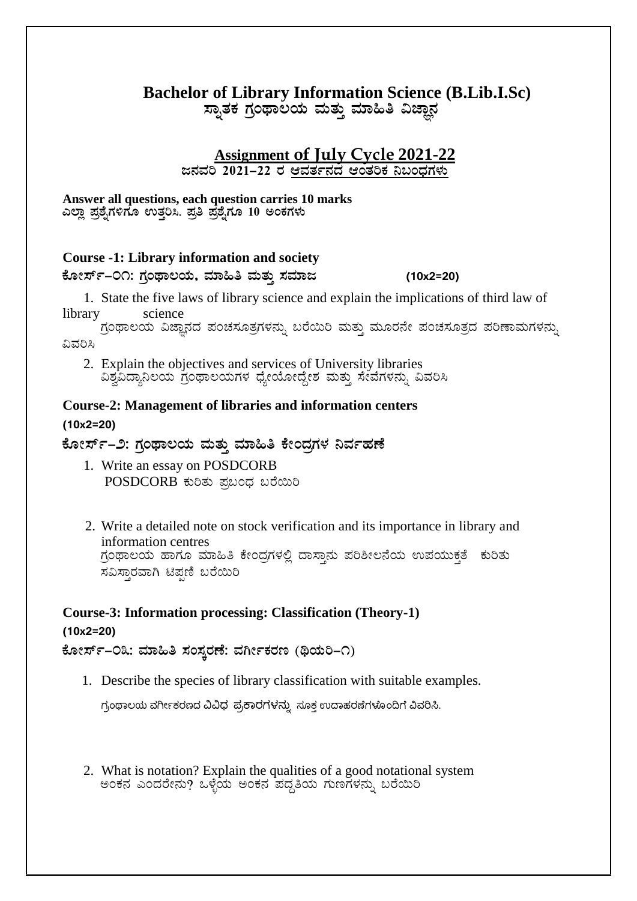# Bachelor of Library Information Science (B.Lib.I.Sc)
## ಸ್ನಾತಕ ಗ್ರಂಥಾಲಯ ಮತ್ತು ಮಾಹಿತಿ ವಿಜ್ಞಾನ

## Assignment of July Cycle 2021-22
### ಜನವರಿ 2021–22 ರ ಆವರ್ತನದ ಆಂತರಿಕ ನಿಬಂಧಗಳು

**Answer all questions, each question carries 10 marks**
**ಎಲ್ಲಾ ಪ್ರಶ್ನೆಗಳಿಗೂ ಉತ್ತರಿಸಿ. ಪ್ರತಿ ಪ್ರಶ್ನೆಗೂ 10 ಅಂಕಗಳು**

### Course -1: Library information and society
**ಕೋರ್ಸ್–೦೧: ಗ್ರಂಥಾಲಯ, ಮಾಹಿತಿ ಮತ್ತು ಸಮಾಜ (10x2=20)**

1. State the five laws of library science and explain the implications of third law of library science
   ಗ್ರಂಥಾಲಯ ವಿಜ್ಞಾನದ ಪಂಚಸೂತ್ರಗಳನ್ನು ಬರೆಯಿರಿ ಮತ್ತು ಮೂರನೇ ಪಂಚಸೂತ್ರದ ಪರಿಣಾಮಗಳನ್ನು ವಿವರಿಸಿ
2. Explain the objectives and services of University libraries
   ವಿಶ್ವವಿದ್ಯಾನಿಲಯ ಗ್ರಂಥಾಲಯಗಳ ಧ್ಯೇಯೋದ್ದೇಶ ಮತ್ತು ಸೇವೆಗಳನ್ನು ವಿವರಿಸಿ

### Course-2: Management of libraries and information centers
**(10x2=20)**

**ಕೋರ್ಸ್–೨: ಗ್ರಂಥಾಲಯ ಮತ್ತು ಮಾಹಿತಿ ಕೇಂದ್ರಗಳ ನಿರ್ವಹಣೆ**

1. Write an essay on POSDCORB
   POSDCORB ಕುರಿತು ಪ್ರಬಂಧ ಬರೆಯಿರಿ
2. Write a detailed note on stock verification and its importance in library and information centres
   ಗ್ರಂಥಾಲಯ ಹಾಗೂ ಮಾಹಿತಿ ಕೇಂದ್ರಗಳಲ್ಲಿ ದಾಸ್ತಾನು ಪರಿಶೀಲನೆಯ ಉಪಯುಕ್ತತೆ ಕುರಿತು ಸವಿಸ್ತಾರವಾಗಿ ಟಿಪ್ಪಣಿ ಬರೆಯಿರಿ

### Course-3: Information processing: Classification (Theory-1)
**(10x2=20)**

**ಕೋರ್ಸ್–೦೩: ಮಾಹಿತಿ ಸಂಸ್ಕರಣೆ: ವರ್ಗೀಕರಣ (ಥಿಯರಿ–೧)**

1. Describe the species of library classification with suitable examples.
   ಗ್ರಂಥಾಲಯ ವರ್ಗೀಕರಣದ ವಿವಿಧ ಪ್ರಕಾರಗಳನ್ನು ಸೂಕ್ತ ಉದಾಹರಣೆಗಳೊಂದಿಗೆ ವಿವರಿಸಿ.
2. What is notation? Explain the qualities of a good notational system
   ಅಂಕನ ಎಂದರೇನು? ಒಳ್ಳೆಯ ಅಂಕನ ಪದ್ದತಿಯ ಗುಣಗಳನ್ನು ಬರೆಯಿರಿ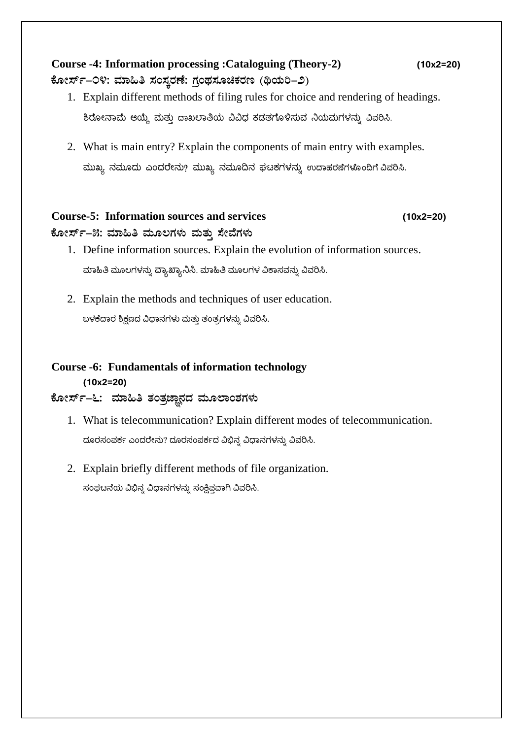**Course -4: Information processing :Cataloguing (Theory-2)** **(10x2=20)**

**ಕೋರ್ಸ್–೦೪: ಮಾಹಿತಿ ಸಂಸ್ಕರಣೆ: ಗ್ರಂಥಸೂಚಿಕರಣ (ಥಿಯರಿ–೨)**

1. Explain different methods of filing rules for choice and rendering of headings.
   ಶಿರೋನಾಮೆ ಆಯ್ಕೆ ಮತ್ತು ದಾಖಲಾತಿಯ ವಿವಿಧ ಕಡತಗೊಳಿಸುವ ನಿಯಮಗಳನ್ನು ವಿವರಿಸಿ.

2. What is main entry? Explain the components of main entry with examples.
   ಮುಖ್ಯ ನಮೂದು ಎಂದರೇನು? ಮುಖ್ಯ ನಮೂದಿನ ಘಟಕಗಳನ್ನು ಉದಾಹರಣೆಗಳೊಂದಿಗೆ ವಿವರಿಸಿ.

**Course-5: Information sources and services** **(10x2=20)**

**ಕೋರ್ಸ್–೫: ಮಾಹಿತಿ ಮೂಲಗಳು ಮತ್ತು ಸೇವೆಗಳು**

1. Define information sources. Explain the evolution of information sources.
   ಮಾಹಿತಿ ಮೂಲಗಳನ್ನು ವ್ಯಾಖ್ಯಾನಿಸಿ. ಮಾಹಿತಿ ಮೂಲಗಳ ವಿಕಾಸವನ್ನು ವಿವರಿಸಿ.

2. Explain the methods and techniques of user education.
   ಬಳಕೆದಾರ ಶಿಕ್ಷಣದ ವಿಧಾನಗಳು ಮತ್ತು ತಂತ್ರಗಳನ್ನು ವಿವರಿಸಿ.

**Course -6: Fundamentals of information technology** **(10x2=20)**

**ಕೋರ್ಸ್–೬: ಮಾಹಿತಿ ತಂತ್ರಜ್ಞಾನದ ಮೂಲಾಂಶಗಳು**

1. What is telecommunication? Explain different modes of telecommunication.
   ದೂರಸಂಪರ್ಕ ಎಂದರೇನು? ದೂರಸಂಪರ್ಕದ ವಿಭಿನ್ನ ವಿಧಾನಗಳನ್ನು ವಿವರಿಸಿ.

2. Explain briefly different methods of file organization.
   ಸಂಘಟನೆಯ ವಿಭಿನ್ನ ವಿಧಾನಗಳನ್ನು ಸಂಕ್ಷಿಪ್ತವಾಗಿ ವಿವರಿಸಿ.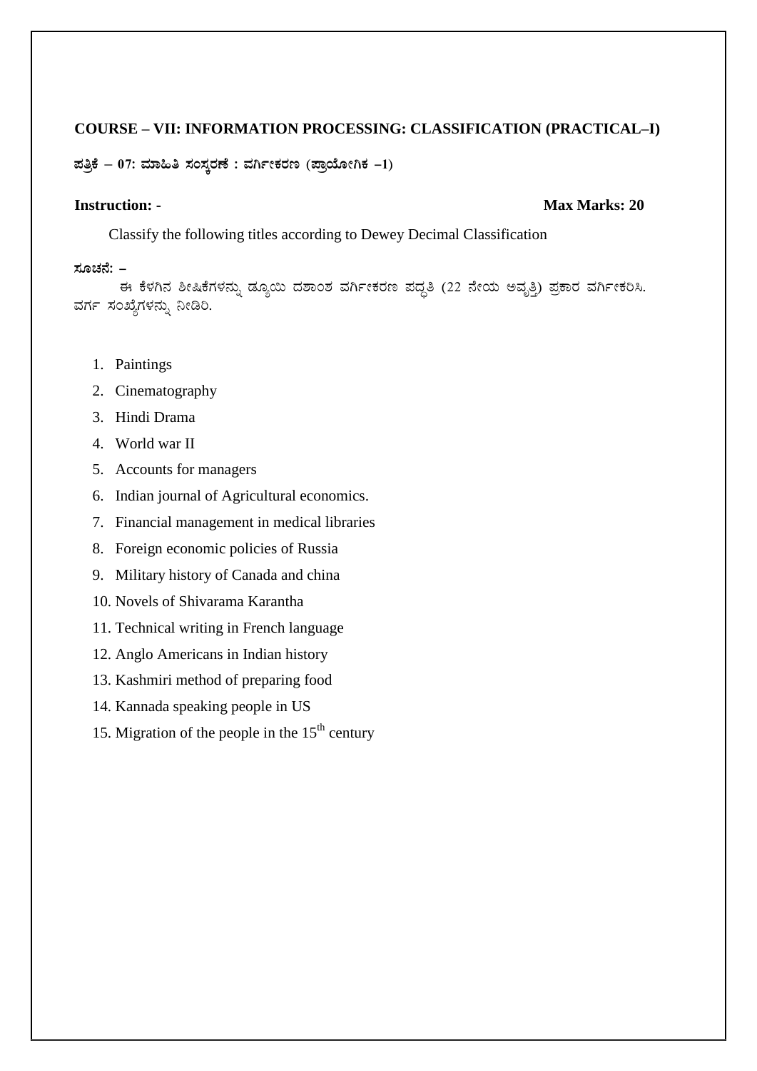**COURSE – VII: INFORMATION PROCESSING: CLASSIFICATION (PRACTICAL–I)**

**ಪತ್ರಿಕೆ – 07: ಮಾಹಿತಿ ಸಂಸ್ಕರಣೆ : ವರ್ಗೀಕರಣ (ಪ್ರಾಯೋಗಿಕ –1)**

**Instruction: -** **Max Marks: 20**

Classify the following titles according to Dewey Decimal Classification

**ಸೂಚನೆ: –**

ಈ ಕೆಳಗಿನ ಶೀರ್ಷಿಕೆಗಳನ್ನು ಡ್ಯೂಯಿ ದಶಾಂಶ ವರ್ಗೀಕರಣ ಪದ್ಧತಿ (22 ನೇಯ ಅವೃತ್ತಿ) ಪ್ರಕಾರ ವರ್ಗೀಕರಿಸಿ. ವರ್ಗ ಸಂಖ್ಯೆಗಳನ್ನು ನೀಡಿರಿ.

1. Paintings
2. Cinematography
3. Hindi Drama
4. World war II
5. Accounts for managers
6. Indian journal of Agricultural economics.
7. Financial management in medical libraries
8. Foreign economic policies of Russia
9. Military history of Canada and china
10. Novels of Shivarama Karantha
11. Technical writing in French language
12. Anglo Americans in Indian history
13. Kashmiri method of preparing food
14. Kannada speaking people in US
15. Migration of the people in the $15^{th}$ century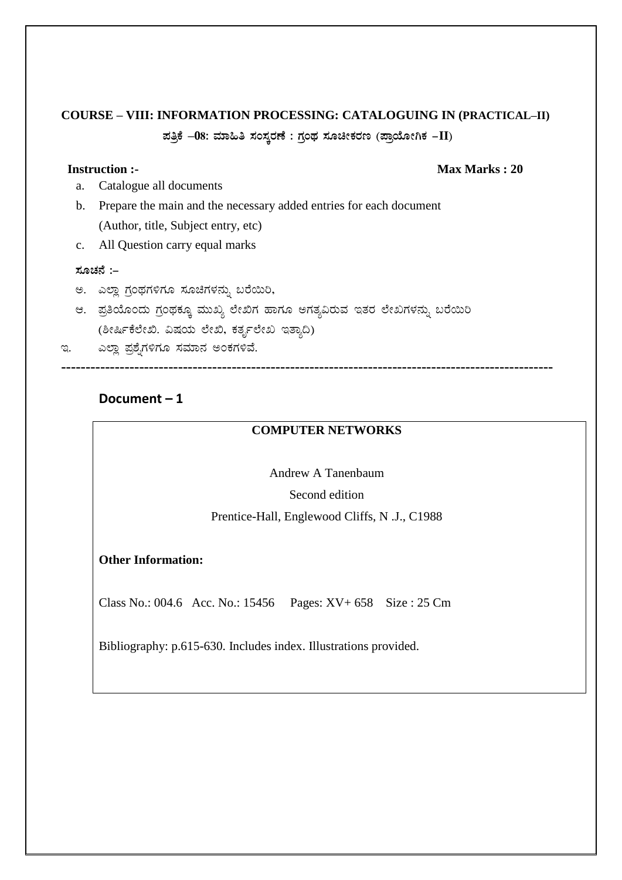**COURSE – VIII: INFORMATION PROCESSING: CATALOGUING IN (PRACTICAL–II)**

**ಪತ್ರಿಕೆ –08: ಮಾಹಿತಿ ಸಂಸ್ಕರಣೆ : ಗ್ರಂಥ ಸೂಚೀಕರಣ (ಪ್ರಾಯೋಗಿಕ –II)**

**Instruction :-** **Max Marks : 20**

a. Catalogue all documents
b. Prepare the main and the necessary added entries for each document (Author, title, Subject entry, etc)
c. All Question carry equal marks

**ಸೂಚನೆ :–**

ಅ. ಎಲ್ಲಾ ಗ್ರಂಥಗಳಿಗೂ ಸೂಚಿಗಳನ್ನು ಬರೆಯಿರಿ,
ಆ. ಪ್ರತಿಯೊಂದು ಗ್ರಂಥಕ್ಕೂ ಮುಖ್ಯ ಲೇಖಿಗ ಹಾಗೂ ಅಗತ್ಯವಿರುವ ಇತರ ಲೇಖಿಗಳನ್ನು ಬರೆಯಿರಿ (ಶೀರ್ಷಿಕೆಲೇಖಿ. ವಿಷಯ ಲೇಖಿ, ಕರ್ತೃಲೇಖಿ ಇತ್ಯಾದಿ)
ಇ. ಎಲ್ಲಾ ಪ್ರಶ್ನೆಗಳಿಗೂ ಸಮಾನ ಅಂಕಗಳಿವೆ.

---

## Document – 1

**COMPUTER NETWORKS**

Andrew A Tanenbaum

Second edition

Prentice-Hall, Englewood Cliffs, N .J., C1988

**Other Information:**

Class No.: 004.6 Acc. No.: 15456 Pages: XV+ 658 Size : 25 Cm

Bibliography: p.615-630. Includes index. Illustrations provided.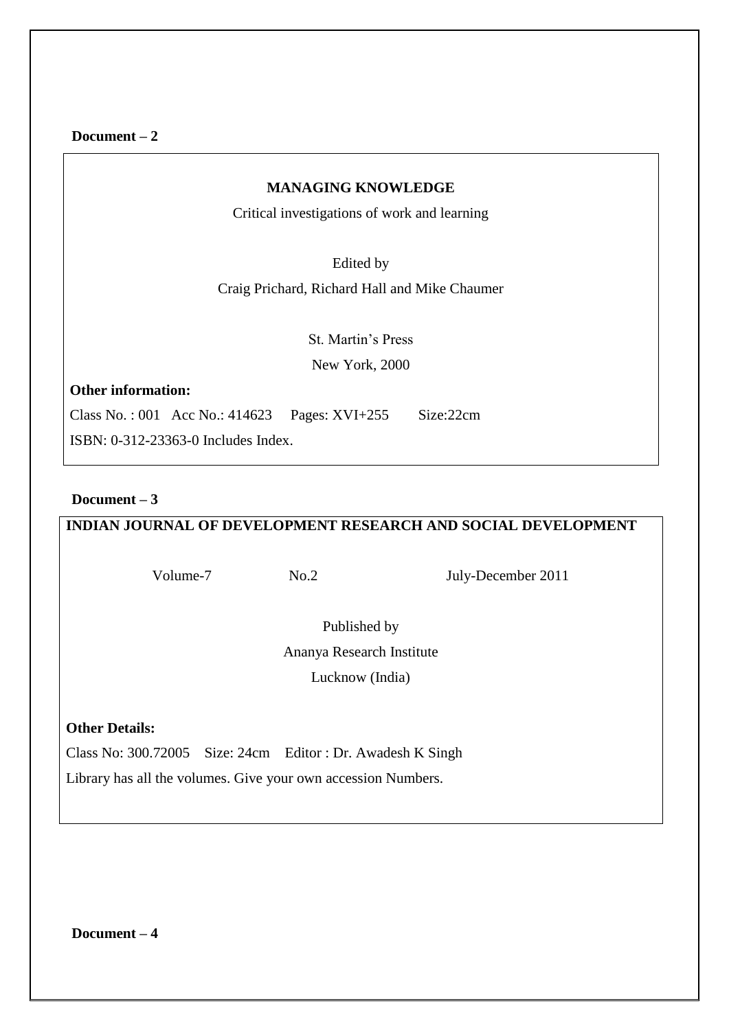**Document – 2**

**MANAGING KNOWLEDGE**

Critical investigations of work and learning

Edited by

Craig Prichard, Richard Hall and Mike Chaumer

St. Martin's Press

New York, 2000

**Other information:**

Class No. : 001 Acc No.: 414623 Pages: XVI+255 Size:22cm

ISBN: 0-312-23363-0 Includes Index.

**Document – 3**

**INDIAN JOURNAL OF DEVELOPMENT RESEARCH AND SOCIAL DEVELOPMENT**

Volume-7 No.2 July-December 2011

Published by

Ananya Research Institute

Lucknow (India)

**Other Details:**

Class No: 300.72005 Size: 24cm Editor : Dr. Awadesh K Singh

Library has all the volumes. Give your own accession Numbers.

**Document – 4**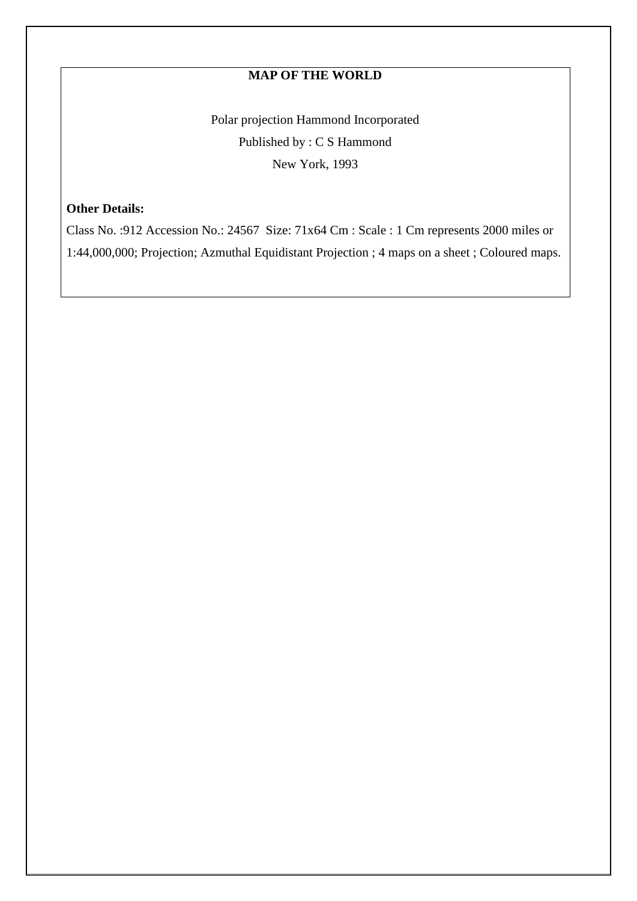## MAP OF THE WORLD

Polar projection Hammond Incorporated

Published by : C S Hammond

New York, 1993

**Other Details:**

Class No. :912 Accession No.: 24567 Size: 71x64 Cm : Scale : 1 Cm represents 2000 miles or 1:44,000,000; Projection; Azmuthal Equidistant Projection ; 4 maps on a sheet ; Coloured maps.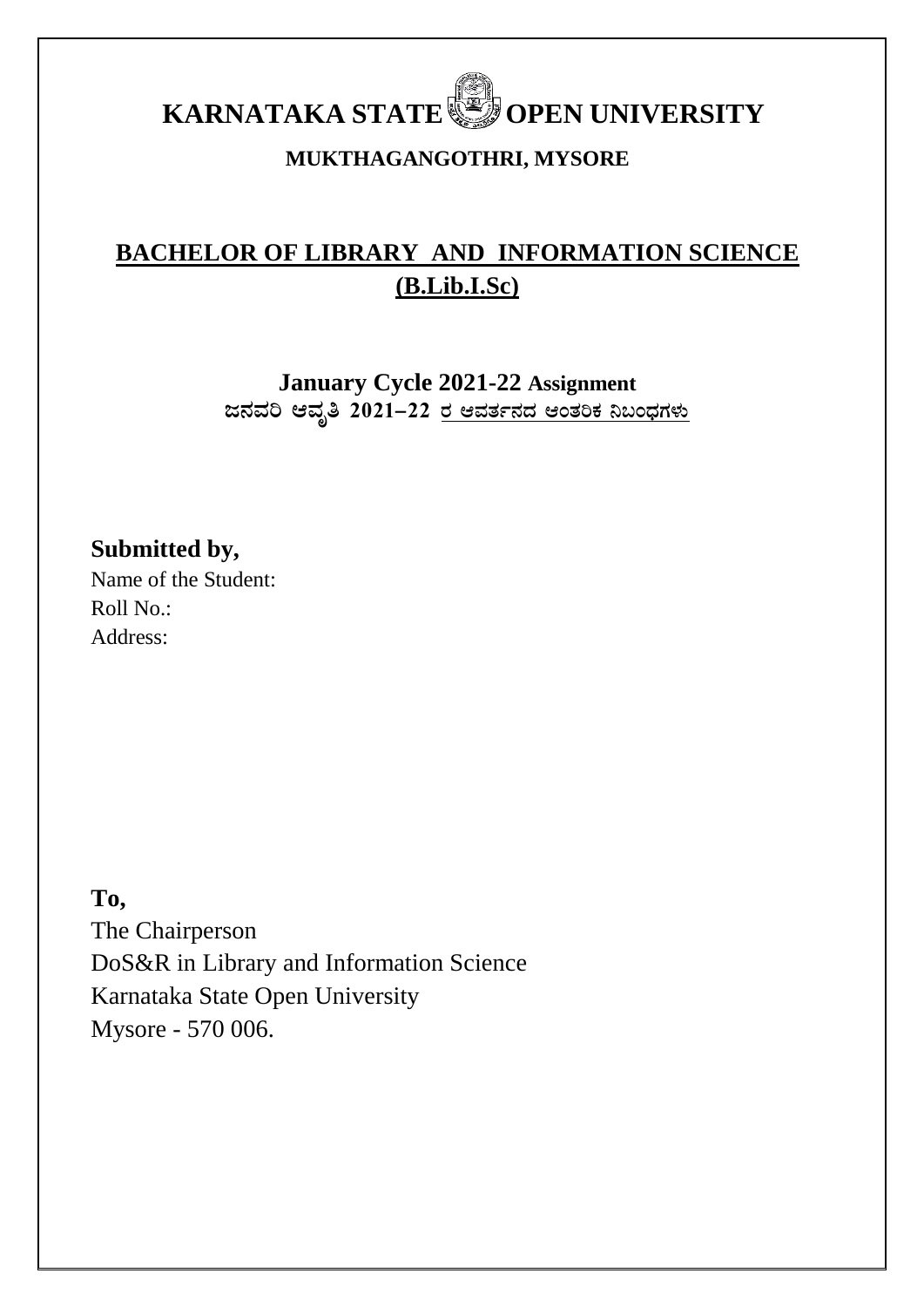# KARNATAKA STATE OPEN UNIVERSITY

**MUKTHAGANGOTHRI, MYSORE**

## BACHELOR OF LIBRARY AND INFORMATION SCIENCE (B.Lib.I.Sc)

**January Cycle 2021-22 Assignment**

**ಜನವರಿ ಆವೃತಿ 2021–22 ರ ಆವರ್ತನದ ಆಂತರಿಕ ನಿಬಂಧಗಳು**

**Submitted by,**

Name of the Student:

Roll No.:

Address:

**To,**

The Chairperson

DoS&R in Library and Information Science

Karnataka State Open University

Mysore - 570 006.